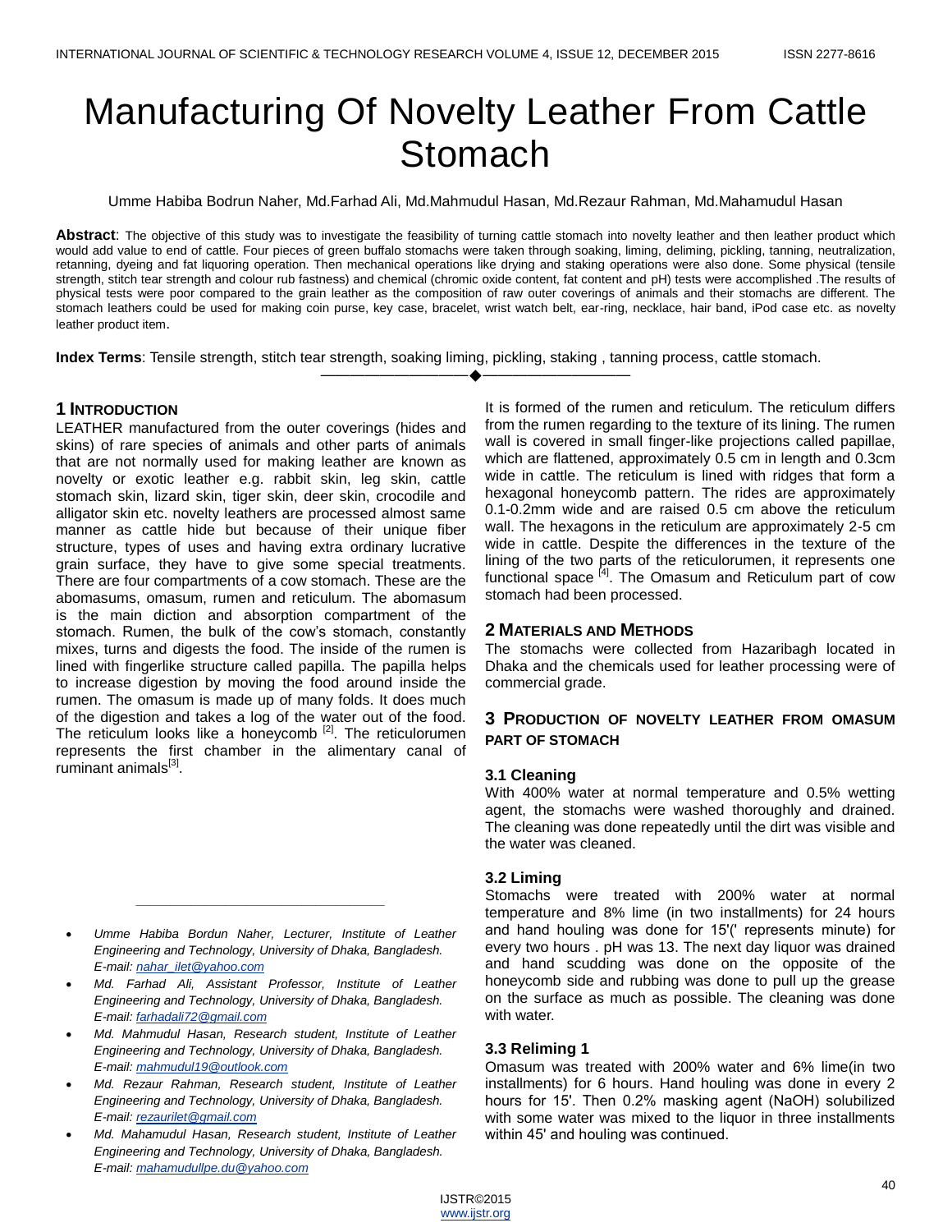# Manufacturing Of Novelty Leather From Cattle Stomach

Umme Habiba Bodrun Naher, Md.Farhad Ali, Md.Mahmudul Hasan, Md.Rezaur Rahman, Md.Mahamudul Hasan

**Abstract**: The objective of this study was to investigate the feasibility of turning cattle stomach into novelty leather and then leather product which would add value to end of cattle. Four pieces of green buffalo stomachs were taken through soaking, liming, deliming, pickling, tanning, neutralization, retanning, dyeing and fat liquoring operation. Then mechanical operations like drying and staking operations were also done. Some physical (tensile strength, stitch tear strength and colour rub fastness) and chemical (chromic oxide content, fat content and pH) tests were accomplished .The results of physical tests were poor compared to the grain leather as the composition of raw outer coverings of animals and their stomachs are different. The stomach leathers could be used for making coin purse, key case, bracelet, wrist watch belt, ear-ring, necklace, hair band, iPod case etc. as novelty leather product item.

**Index Terms**: Tensile strength, stitch tear strength, soaking liming, pickling, staking , tanning process, cattle stomach.

---

## 1 Introduction

LEATHER manufactured from the outer coverings (hides and skins) of rare species of animals and other parts of animals that are not normally used for making leather are known as novelty or exotic leather e.g. rabbit skin, leg skin, cattle stomach skin, lizard skin, tiger skin, deer skin, crocodile and alligator skin etc. novelty leathers are processed almost same manner as cattle hide but because of their unique fiber structure, types of uses and having extra ordinary lucrative grain surface, they have to give some special treatments. There are four compartments of a cow stomach. These are the abomasums, omasum, rumen and reticulum. The abomasum is the main diction and absorption compartment of the stomach. Rumen, the bulk of the cow's stomach, constantly mixes, turns and digests the food. The inside of the rumen is lined with fingerlike structure called papilla. The papilla helps to increase digestion by moving the food around inside the rumen. The omasum is made up of many folds. It does much of the digestion and takes a log of the water out of the food. The reticulum looks like a honeycomb [2]. The reticulorumen represents the first chamber in the alimentary canal of ruminant animals[3].

It is formed of the rumen and reticulum. The reticulum differs from the rumen regarding to the texture of its lining. The rumen wall is covered in small finger-like projections called papillae, which are flattened, approximately 0.5 cm in length and 0.3cm wide in cattle. The reticulum is lined with ridges that form a hexagonal honeycomb pattern. The rides are approximately 0.1-0.2mm wide and are raised 0.5 cm above the reticulum wall. The hexagons in the reticulum are approximately 2-5 cm wide in cattle. Despite the differences in the texture of the lining of the two parts of the reticulorumen, it represents one functional space [4]. The Omasum and Reticulum part of cow stomach had been processed.

## 2 Materials and Methods

The stomachs were collected from Hazaribagh located in Dhaka and the chemicals used for leather processing were of commercial grade.

## 3 Production of novelty leather from omasum part of stomach

### 3.1 Cleaning

With 400% water at normal temperature and 0.5% wetting agent, the stomachs were washed thoroughly and drained. The cleaning was done repeatedly until the dirt was visible and the water was cleaned.

### 3.2 Liming

Stomachs were treated with 200% water at normal temperature and 8% lime (in two installments) for 24 hours and hand houling was done for 15'(' represents minute) for every two hours . pH was 13. The next day liquor was drained and hand scudding was done on the opposite of the honeycomb side and rubbing was done to pull up the grease on the surface as much as possible. The cleaning was done with water.

### 3.3 Reliming 1

Omasum was treated with 200% water and 6% lime(in two installments) for 6 hours. Hand houling was done in every 2 hours for 15'. Then 0.2% masking agent (NaOH) solubilized with some water was mixed to the liquor in three installments within 45' and houling was continued.

---

- *Umme Habiba Bordun Naher, Lecturer, Institute of Leather Engineering and Technology, University of Dhaka, Bangladesh. E-mail: nahar_ilet@yahoo.com*
- *Md. Farhad Ali, Assistant Professor, Institute of Leather Engineering and Technology, University of Dhaka, Bangladesh. E-mail: farhadali72@gmail.com*
- *Md. Mahmudul Hasan, Research student, Institute of Leather Engineering and Technology, University of Dhaka, Bangladesh. E-mail: mahmudul19@outlook.com*
- *Md. Rezaur Rahman, Research student, Institute of Leather Engineering and Technology, University of Dhaka, Bangladesh. E-mail: rezaurilet@gmail.com*
- *Md. Mahamudul Hasan, Research student, Institute of Leather Engineering and Technology, University of Dhaka, Bangladesh. E-mail: mahamudullpe.du@yahoo.com*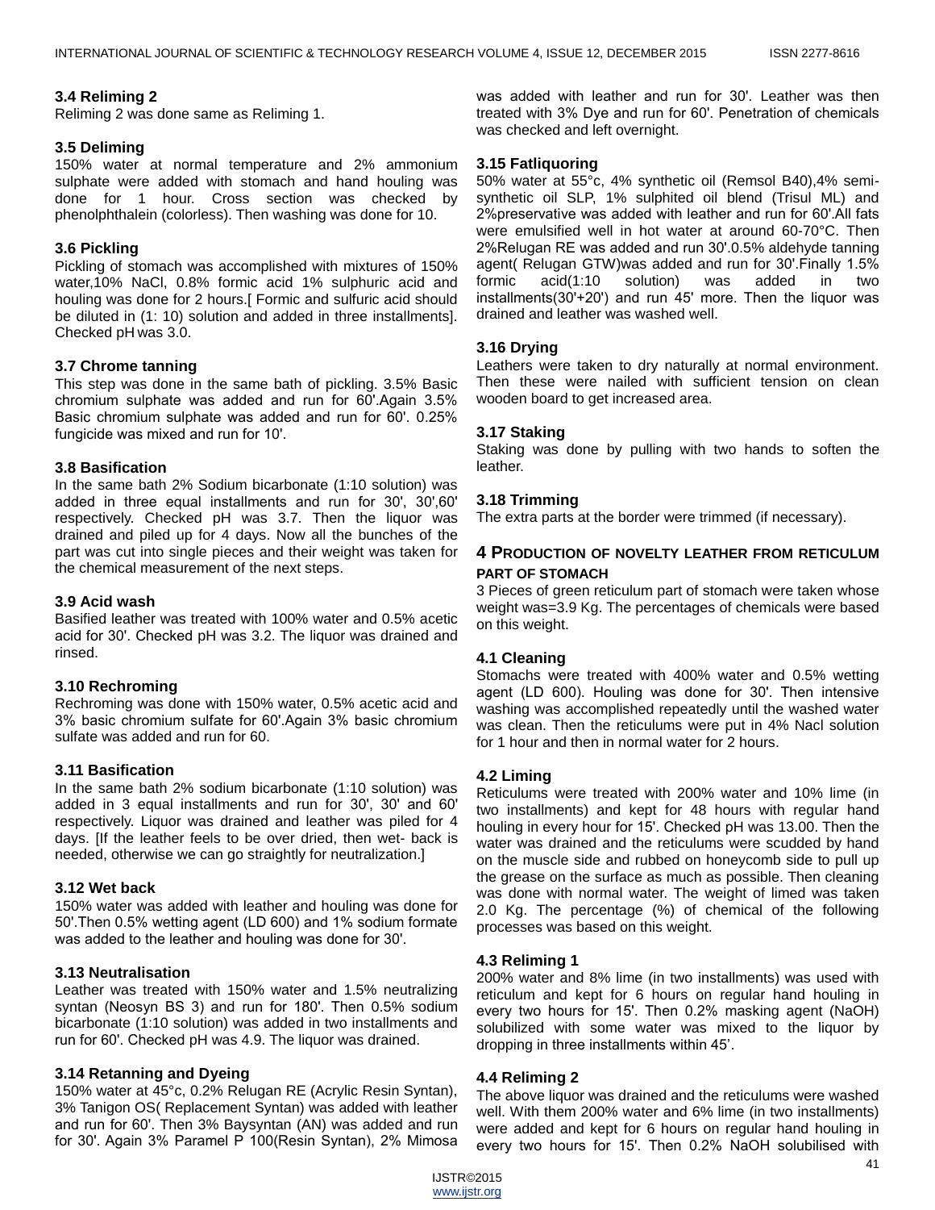### 3.4 Reliming 2

Reliming 2 was done same as Reliming 1.

### 3.5 Deliming

150% water at normal temperature and 2% ammonium sulphate were added with stomach and hand houling was done for 1 hour. Cross section was checked by phenolphthalein (colorless). Then washing was done for 10.

### 3.6 Pickling

Pickling of stomach was accomplished with mixtures of 150% water,10% NaCl, 0.8% formic acid 1% sulphuric acid and houling was done for 2 hours.[ Formic and sulfuric acid should be diluted in (1: 10) solution and added in three installments]. Checked pH was 3.0.

### 3.7 Chrome tanning

This step was done in the same bath of pickling. 3.5% Basic chromium sulphate was added and run for 60'.Again 3.5% Basic chromium sulphate was added and run for 60'. 0.25% fungicide was mixed and run for 10'.

### 3.8 Basification

In the same bath 2% Sodium bicarbonate (1:10 solution) was added in three equal installments and run for 30', 30',60' respectively. Checked pH was 3.7. Then the liquor was drained and piled up for 4 days. Now all the bunches of the part was cut into single pieces and their weight was taken for the chemical measurement of the next steps.

### 3.9 Acid wash

Basified leather was treated with 100% water and 0.5% acetic acid for 30'. Checked pH was 3.2. The liquor was drained and rinsed.

### 3.10 Rechroming

Rechroming was done with 150% water, 0.5% acetic acid and 3% basic chromium sulfate for 60'.Again 3% basic chromium sulfate was added and run for 60.

### 3.11 Basification

In the same bath 2% sodium bicarbonate (1:10 solution) was added in 3 equal installments and run for 30', 30' and 60' respectively. Liquor was drained and leather was piled for 4 days. [If the leather feels to be over dried, then wet- back is needed, otherwise we can go straightly for neutralization.]

### 3.12 Wet back

150% water was added with leather and houling was done for 50'.Then 0.5% wetting agent (LD 600) and 1% sodium formate was added to the leather and houling was done for 30'.

### 3.13 Neutralisation

Leather was treated with 150% water and 1.5% neutralizing syntan (Neosyn BS 3) and run for 180'. Then 0.5% sodium bicarbonate (1:10 solution) was added in two installments and run for 60'. Checked pH was 4.9. The liquor was drained.

### 3.14 Retanning and Dyeing

150% water at 45°c, 0.2% Relugan RE (Acrylic Resin Syntan), 3% Tanigon OS( Replacement Syntan) was added with leather and run for 60'. Then 3% Baysyntan (AN) was added and run for 30'. Again 3% Paramel P 100(Resin Syntan), 2% Mimosa was added with leather and run for 30'. Leather was then treated with 3% Dye and run for 60'. Penetration of chemicals was checked and left overnight.

### 3.15 Fatliquoring

50% water at 55°c, 4% synthetic oil (Remsol B40),4% semi-synthetic oil SLP, 1% sulphited oil blend (Trisul ML) and 2%preservative was added with leather and run for 60'.All fats were emulsified well in hot water at around 60-70°C. Then 2%Relugan RE was added and run 30'.0.5% aldehyde tanning agent( Relugan GTW)was added and run for 30'.Finally 1.5% formic acid(1:10 solution) was added in two installments(30'+20') and run 45' more. Then the liquor was drained and leather was washed well.

### 3.16 Drying

Leathers were taken to dry naturally at normal environment. Then these were nailed with sufficient tension on clean wooden board to get increased area.

### 3.17 Staking

Staking was done by pulling with two hands to soften the leather.

### 3.18 Trimming

The extra parts at the border were trimmed (if necessary).

## 4 Production of novelty leather from reticulum part of stomach

3 Pieces of green reticulum part of stomach were taken whose weight was=3.9 Kg. The percentages of chemicals were based on this weight.

### 4.1 Cleaning

Stomachs were treated with 400% water and 0.5% wetting agent (LD 600). Houling was done for 30'. Then intensive washing was accomplished repeatedly until the washed water was clean. Then the reticulums were put in 4% Nacl solution for 1 hour and then in normal water for 2 hours.

### 4.2 Liming

Reticulums were treated with 200% water and 10% lime (in two installments) and kept for 48 hours with regular hand houling in every hour for 15'. Checked pH was 13.00. Then the water was drained and the reticulums were scudded by hand on the muscle side and rubbed on honeycomb side to pull up the grease on the surface as much as possible. Then cleaning was done with normal water. The weight of limed was taken 2.0 Kg. The percentage (%) of chemical of the following processes was based on this weight.

### 4.3 Reliming 1

200% water and 8% lime (in two installments) was used with reticulum and kept for 6 hours on regular hand houling in every two hours for 15'. Then 0.2% masking agent (NaOH) solubilized with some water was mixed to the liquor by dropping in three installments within 45'.

### 4.4 Reliming 2

The above liquor was drained and the reticulums were washed well. With them 200% water and 6% lime (in two installments) were added and kept for 6 hours on regular hand houling in every two hours for 15'. Then 0.2% NaOH solubilised with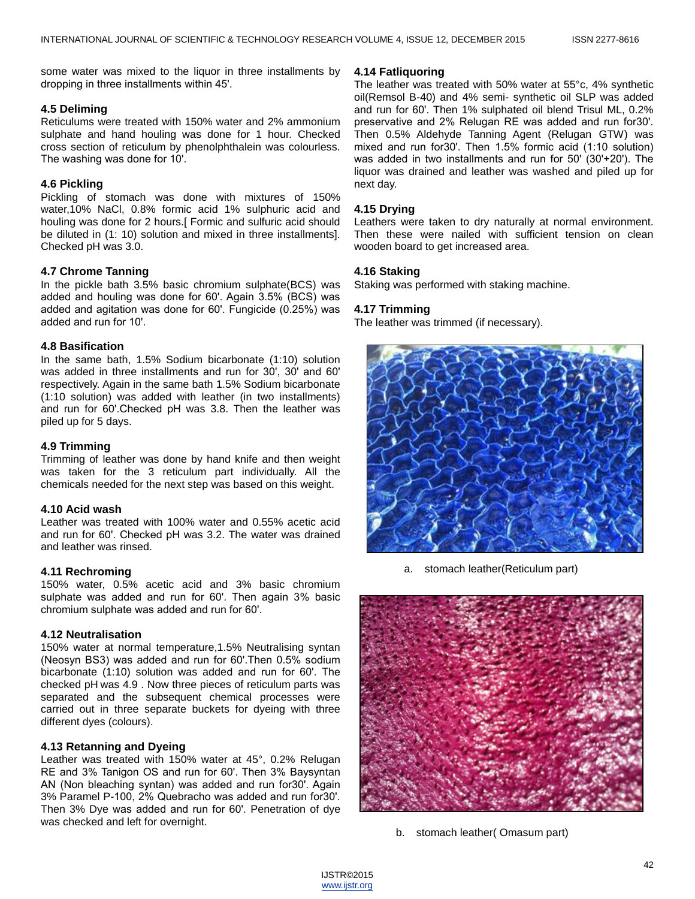some water was mixed to the liquor in three installments by dropping in three installments within 45'.

### 4.5 Deliming

Reticulums were treated with 150% water and 2% ammonium sulphate and hand houling was done for 1 hour. Checked cross section of reticulum by phenolphthalein was colourless. The washing was done for 10'.

### 4.6 Pickling

Pickling of stomach was done with mixtures of 150% water,10% NaCl, 0.8% formic acid 1% sulphuric acid and houling was done for 2 hours.[ Formic and sulfuric acid should be diluted in (1: 10) solution and mixed in three installments]. Checked pH was 3.0.

### 4.7 Chrome Tanning

In the pickle bath 3.5% basic chromium sulphate(BCS) was added and houling was done for 60'. Again 3.5% (BCS) was added and agitation was done for 60'. Fungicide (0.25%) was added and run for 10'.

### 4.8 Basification

In the same bath, 1.5% Sodium bicarbonate (1:10) solution was added in three installments and run for 30', 30' and 60' respectively. Again in the same bath 1.5% Sodium bicarbonate (1:10 solution) was added with leather (in two installments) and run for 60'.Checked pH was 3.8. Then the leather was piled up for 5 days.

### 4.9 Trimming

Trimming of leather was done by hand knife and then weight was taken for the 3 reticulum part individually. All the chemicals needed for the next step was based on this weight.

### 4.10 Acid wash

Leather was treated with 100% water and 0.55% acetic acid and run for 60'. Checked pH was 3.2. The water was drained and leather was rinsed.

### 4.11 Rechroming

150% water, 0.5% acetic acid and 3% basic chromium sulphate was added and run for 60'. Then again 3% basic chromium sulphate was added and run for 60'.

### 4.12 Neutralisation

150% water at normal temperature,1.5% Neutralising syntan (Neosyn BS3) was added and run for 60'.Then 0.5% sodium bicarbonate (1:10) solution was added and run for 60'. The checked pH was 4.9 . Now three pieces of reticulum parts was separated and the subsequent chemical processes were carried out in three separate buckets for dyeing with three different dyes (colours).

### 4.13 Retanning and Dyeing

Leather was treated with 150% water at 45°, 0.2% Relugan RE and 3% Tanigon OS and run for 60'. Then 3% Baysyntan AN (Non bleaching syntan) was added and run for30'. Again 3% Paramel P-100, 2% Quebracho was added and run for30'. Then 3% Dye was added and run for 60'. Penetration of dye was checked and left for overnight.

### 4.14 Fatliquoring

The leather was treated with 50% water at 55°c, 4% synthetic oil(Remsol B-40) and 4% semi- synthetic oil SLP was added and run for 60'. Then 1% sulphated oil blend Trisul ML, 0.2% preservative and 2% Relugan RE was added and run for30'. Then 0.5% Aldehyde Tanning Agent (Relugan GTW) was mixed and run for30'. Then 1.5% formic acid (1:10 solution) was added in two installments and run for 50' (30'+20'). The liquor was drained and leather was washed and piled up for next day.

### 4.15 Drying

Leathers were taken to dry naturally at normal environment. Then these were nailed with sufficient tension on clean wooden board to get increased area.

### 4.16 Staking

Staking was performed with staking machine.

### 4.17 Trimming

The leather was trimmed (if necessary).

a. stomach leather(Reticulum part)

b. stomach leather( Omasum part)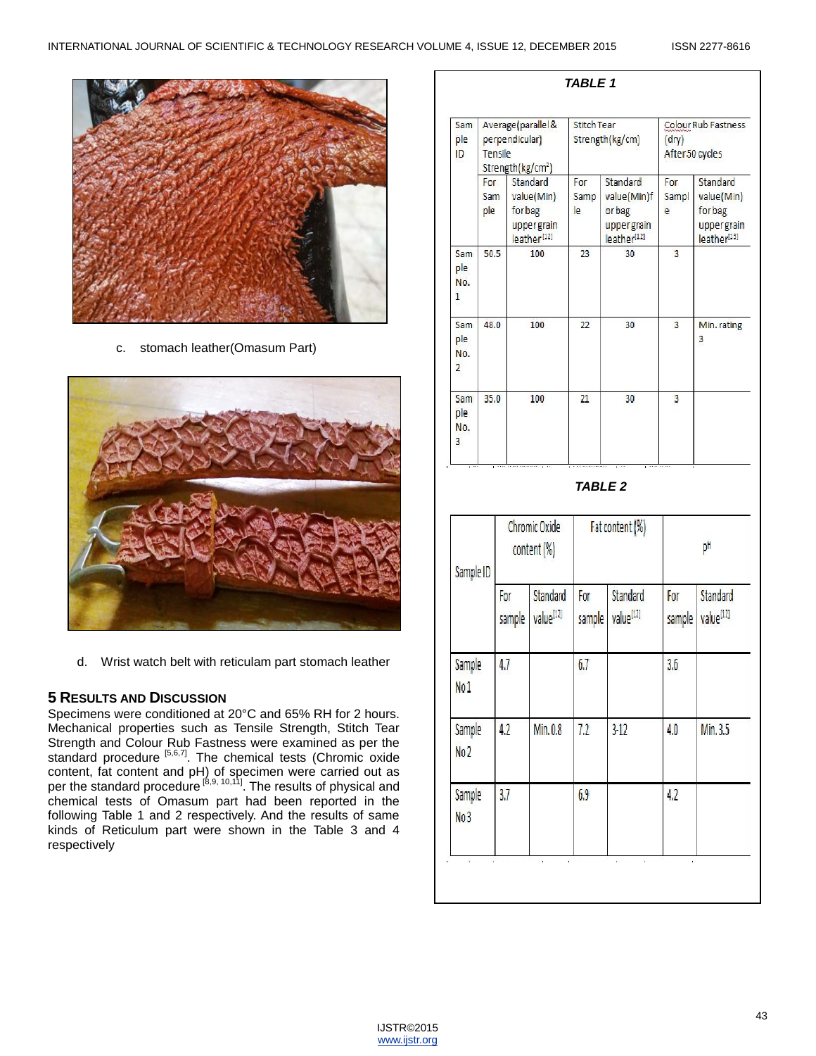c. stomach leather(Omasum Part)

d. Wrist watch belt with reticulam part stomach leather

## 5 Results and Discussion

Specimens were conditioned at 20°C and 65% RH for 2 hours. Mechanical properties such as Tensile Strength, Stitch Tear Strength and Colour Rub Fastness were examined as per the standard procedure [5,6,7]. The chemical tests (Chromic oxide content, fat content and pH) of specimen were carried out as per the standard procedure [8,9, 10,11]. The results of physical and chemical tests of Omasum part had been reported in the following Table 1 and 2 respectively. And the results of same kinds of Reticulum part were shown in the Table 3 and 4 respectively

*TABLE 1*

| Sample ID | Average(parallel & perpendicular) Tensile Strength($kg/cm^2$) | | Stitch Tear Strength(kg/cm) | | Colour Rub Fastness (dry) After 50 cycles | |
|---|---|---|---|---|---|---|
| | For Sample | Standard value(Min) for bag upper grain leather[12] | For Sample | Standard value(Min) for bag upper grain leather[12] | For Sample | Standard value(Min) for bag upper grain leather[13] |
| Sample No. 1 | 50.5 | 100 | 23 | 30 | 3 | |
| Sample No. 2 | 48.0 | 100 | 22 | 30 | 3 | Min. rating 3 |
| Sample No. 3 | 35.0 | 100 | 21 | 30 | 3 | |

*TABLE 2*

| Sample ID | Chromic Oxide content (%) | | Fat content (%) | | pH | |
|---|---|---|---|---|---|---|
| | For sample | Standard value[12] | For sample | Standard value[11] | For sample | Standard value[11] |
| Sample No1 | 4.7 | | 6.7 | | 3.6 | |
| Sample No2 | 4.2 | Min. 0.8 | 7.2 | 3-12 | 4.0 | Min. 3.5 |
| Sample No3 | 3.7 | | 6.9 | | 4.2 | |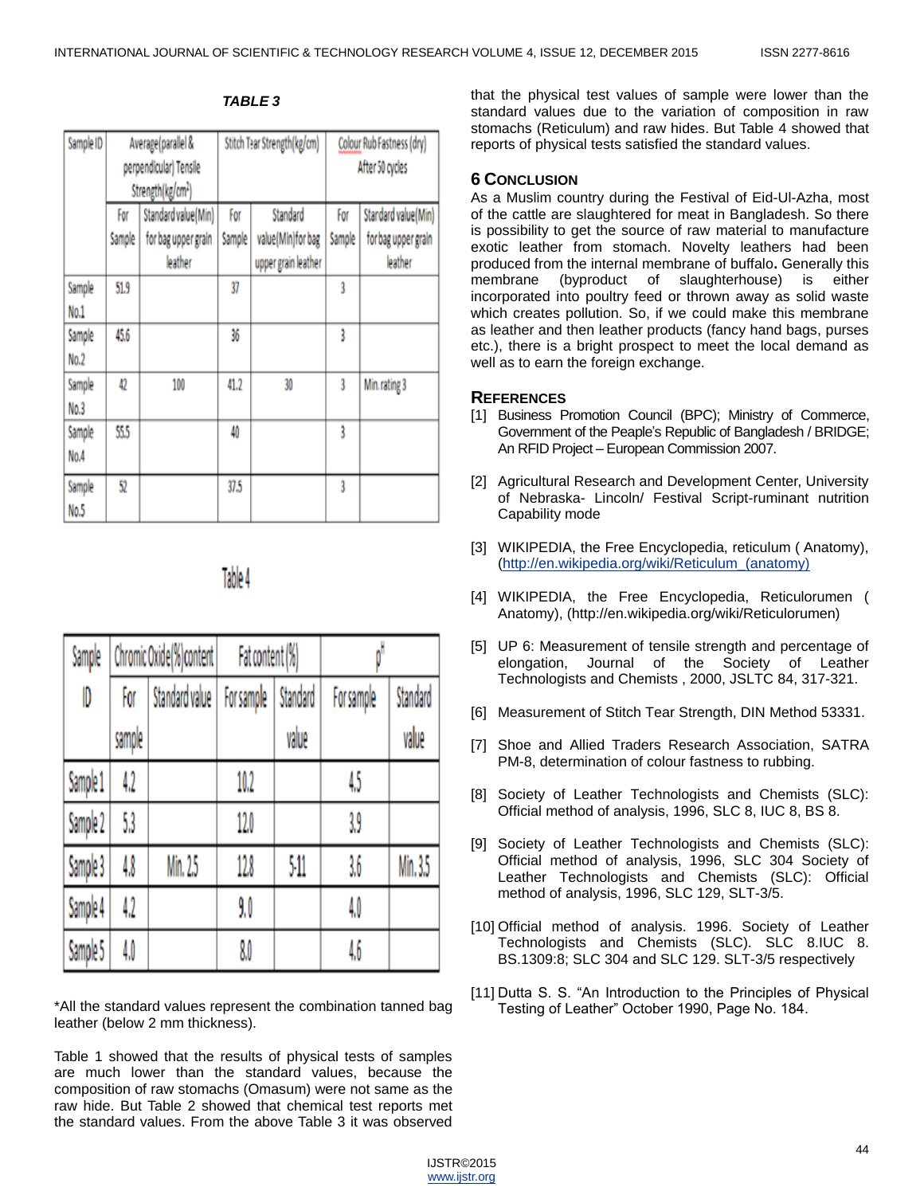*TABLE 3*

| Sample ID | Average(parallel & perpendicular) Tensile Strength(kg/cm²) | | Stitch Tear Strength(kg/cm) | | Colour Rub Fastness (dry) After 50 cycles | |
|---|---|---|---|---|---|---|
| | For Sample | Standard value(Min) for bag upper grain leather | For Sample | Standard value(Min)for bag upper grain leather | For Sample | Stardard value(Min) for bag upper grain leather |
| Sample No.1 | 51.9 | | 37 | | 3 | |
| Sample No.2 | 45.6 | | 36 | | 3 | |
| Sample No.3 | 42 | 100 | 41.2 | 30 | 3 | Min. rating 3 |
| Sample No.4 | 55.5 | | 40 | | 3 | |
| Sample No.5 | 52 | | 37.5 | | 3 | |

Table 4

| Sample ID | Chromic Oxide(%) content | | Fat content(%) | | pH | |
|---|---|---|---|---|---|---|
| | For sample | Standard value | For sample | Standard value | For sample | Standard value |
| Sample 1 | 4.2 | | 10.2 | | 4.5 | |
| Sample 2 | 5.3 | | 12.0 | | 3.9 | |
| Sample 3 | 4.8 | Min. 2.5 | 12.8 | 5-11 | 3.6 | Min. 3.5 |
| Sample 4 | 4.2 | | 9.0 | | 4.0 | |
| Sample 5 | 4.0 | | 8.0 | | 4.6 | |

*All the standard values represent the combination tanned bag leather (below 2 mm thickness).

Table 1 showed that the results of physical tests of samples are much lower than the standard values, because the composition of raw stomachs (Omasum) were not same as the raw hide. But Table 2 showed that chemical test reports met the standard values. From the above Table 3 it was observed that the physical test values of sample were lower than the standard values due to the variation of composition in raw stomachs (Reticulum) and raw hides. But Table 4 showed that reports of physical tests satisfied the standard values.

## 6 Conclusion

As a Muslim country during the Festival of Eid-Ul-Azha, most of the cattle are slaughtered for meat in Bangladesh. So there is possibility to get the source of raw material to manufacture exotic leather from stomach. Novelty leathers had been produced from the internal membrane of buffalo**.** Generally this membrane (byproduct of slaughterhouse) is either incorporated into poultry feed or thrown away as solid waste which creates pollution. So, if we could make this membrane as leather and then leather products (fancy hand bags, purses etc.), there is a bright prospect to meet the local demand as well as to earn the foreign exchange.

## References

[1] Business Promotion Council (BPC); Ministry of Commerce, Government of the Peaple's Republic of Bangladesh / BRIDGE; An RFID Project – European Commission 2007.

[2] Agricultural Research and Development Center, University of Nebraska- Lincoln/ Festival Script-ruminant nutrition Capability mode

[3] WIKIPEDIA, the Free Encyclopedia, reticulum ( Anatomy), (http://en.wikipedia.org/wiki/Reticulum_(anatomy)

[4] WIKIPEDIA, the Free Encyclopedia, Reticulorumen ( Anatomy), (http://en.wikipedia.org/wiki/Reticulorumen)

[5] UP 6: Measurement of tensile strength and percentage of elongation, Journal of the Society of Leather Technologists and Chemists , 2000, JSLTC 84, 317-321.

[6] Measurement of Stitch Tear Strength, DIN Method 53331.

[7] Shoe and Allied Traders Research Association, SATRA PM-8, determination of colour fastness to rubbing.

[8] Society of Leather Technologists and Chemists (SLC): Official method of analysis, 1996, SLC 8, IUC 8, BS 8.

[9] Society of Leather Technologists and Chemists (SLC): Official method of analysis, 1996, SLC 304 Society of Leather Technologists and Chemists (SLC): Official method of analysis, 1996, SLC 129, SLT-3/5.

[10] Official method of analysis. 1996. Society of Leather Technologists and Chemists (SLC). SLC 8.IUC 8. BS.1309:8; SLC 304 and SLC 129. SLT-3/5 respectively

[11] Dutta S. S. "An Introduction to the Principles of Physical Testing of Leather" October 1990, Page No. 184.